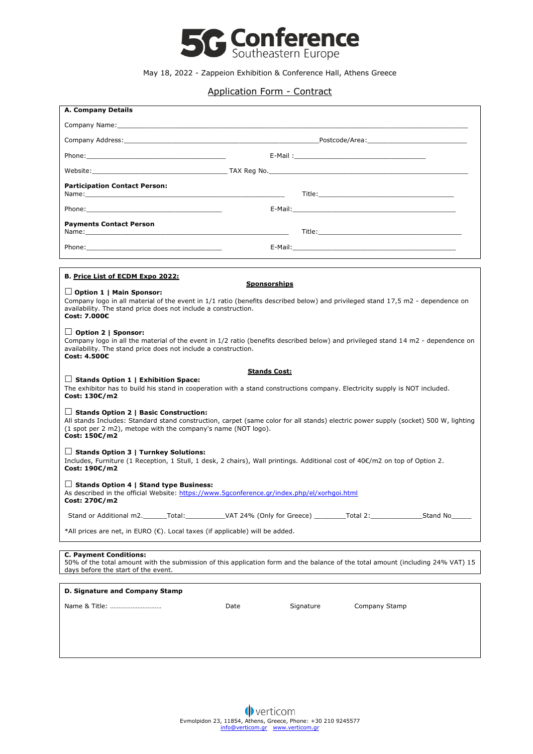# 5G Conference Southeastern Europe

May 18, 2022 - Zappeion Exhibition & Conference Hall, Athens Greece

## Application Form - Contract

### A. Company Details

Company Name:______________________________________________________________________________

Company Address:_____________________________________________Postcode/Area:________________________

Phone:__________________________________ E-Mail :_________________________________

Website:_________________________________ TAX Reg No.______________________________________________

**Participation Contact Person:**
Name:______________________________________________ Title:_________________________________

Phone:__________________________________ E-Mail:________________________________________

**Payments Contact Person**
Name:______________________________________________ Title:____________________________________

Phone:__________________________________ E-Mail:________________________________________

### B. Price List of ECDM Expo 2022:

**Sponsorships**

☐ **Option 1 | Main Sponsor:**
Company logo in all material of the event in 1/1 ratio (benefits described below) and privileged stand 17,5 m2 - dependence on availability. The stand price does not include a construction.
**Cost: 7.000€**

☐ **Option 2 | Sponsor:**
Company logo in all the material of the event in 1/2 ratio (benefits described below) and privileged stand 14 m2 - dependence on availability. The stand price does not include a construction.
**Cost: 4.500€**

**Stands Cost:**

☐ **Stands Option 1 | Exhibition Space:**
The exhibitor has to build his stand in cooperation with a stand constructions company. Electricity supply is NOT included.
**Cost: 130€/m2**

☐ **Stands Option 2 | Basic Construction:**
All stands Includes: Standard stand construction, carpet (same color for all stands) electric power supply (socket) 500 W, lighting (1 spot per 2 m2), metope with the company's name (NOT logo).
**Cost: 150€/m2**

☐ **Stands Option 3 | Turnkey Solutions:**
Includes, Furniture (1 Reception, 1 Stull, 1 desk, 2 chairs), Wall printings. Additional cost of 40€/m2 on top of Option 2.
**Cost: 190€/m2**

☐ **Stands Option 4 | Stand type Business:**
As described in the official Website: https://www.5gconference.gr/index.php/el/xorhgoi.html
**Cost: 270€/m2**

Stand or Additional m2.______Total:__________VAT 24% (Only for Greece) ________Total 2:_____________Stand No_____

*All prices are net, in EURO (€). Local taxes (if applicable) will be added.

### C. Payment Conditions:

50% of the total amount with the submission of this application form and the balance of the total amount (including 24% VAT) 15 days before the start of the event.

### D. Signature and Company Stamp

Name & Title: ………………………… Date Signature Company Stamp

verticom
Evmolpidon 23, 11854, Athens, Greece, Phone: +30 210 9245577
info@verticom.gr www.verticom.gr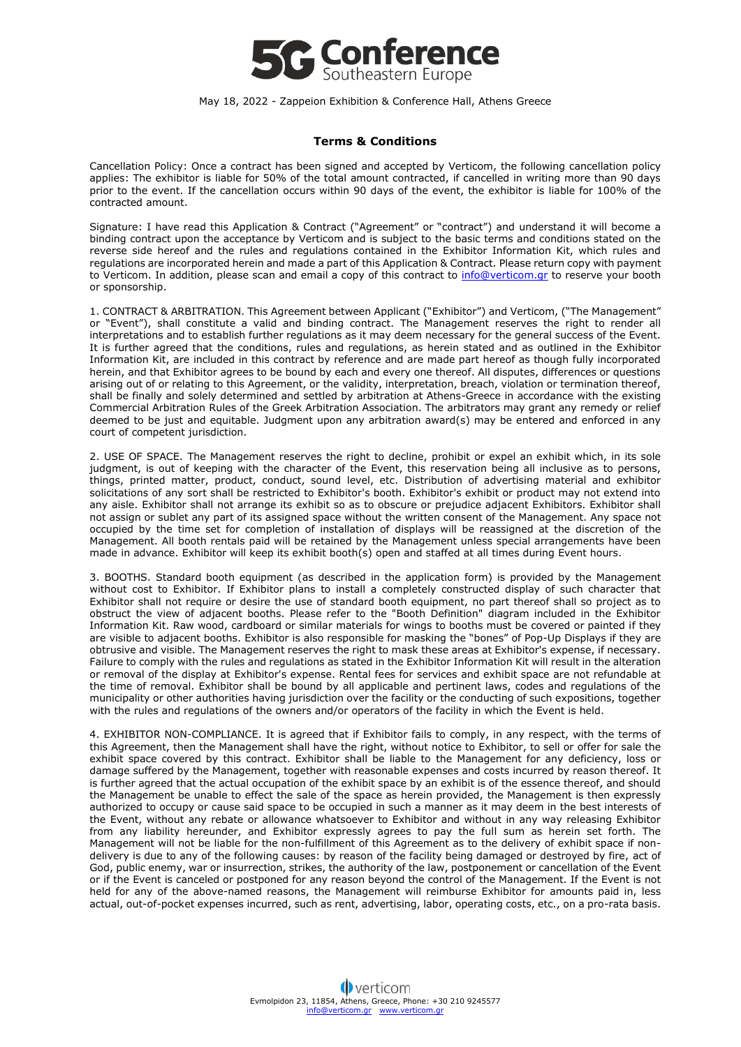May 18, 2022 - Zappeion Exhibition & Conference Hall, Athens Greece

## Terms & Conditions

Cancellation Policy: Once a contract has been signed and accepted by Verticom, the following cancellation policy applies: The exhibitor is liable for 50% of the total amount contracted, if cancelled in writing more than 90 days prior to the event. If the cancellation occurs within 90 days of the event, the exhibitor is liable for 100% of the contracted amount.

Signature: I have read this Application & Contract ("Agreement" or "contract") and understand it will become a binding contract upon the acceptance by Verticom and is subject to the basic terms and conditions stated on the reverse side hereof and the rules and regulations contained in the Exhibitor Information Kit, which rules and regulations are incorporated herein and made a part of this Application & Contract. Please return copy with payment to Verticom. In addition, please scan and email a copy of this contract to info@verticom.gr to reserve your booth or sponsorship.

1. CONTRACT & ARBITRATION. This Agreement between Applicant ("Exhibitor") and Verticom, ("The Management" or "Event"), shall constitute a valid and binding contract. The Management reserves the right to render all interpretations and to establish further regulations as it may deem necessary for the general success of the Event. It is further agreed that the conditions, rules and regulations, as herein stated and as outlined in the Exhibitor Information Kit, are included in this contract by reference and are made part hereof as though fully incorporated herein, and that Exhibitor agrees to be bound by each and every one thereof. All disputes, differences or questions arising out of or relating to this Agreement, or the validity, interpretation, breach, violation or termination thereof, shall be finally and solely determined and settled by arbitration at Athens-Greece in accordance with the existing Commercial Arbitration Rules of the Greek Arbitration Association. The arbitrators may grant any remedy or relief deemed to be just and equitable. Judgment upon any arbitration award(s) may be entered and enforced in any court of competent jurisdiction.

2. USE OF SPACE. The Management reserves the right to decline, prohibit or expel an exhibit which, in its sole judgment, is out of keeping with the character of the Event, this reservation being all inclusive as to persons, things, printed matter, product, conduct, sound level, etc. Distribution of advertising material and exhibitor solicitations of any sort shall be restricted to Exhibitor's booth. Exhibitor's exhibit or product may not extend into any aisle. Exhibitor shall not arrange its exhibit so as to obscure or prejudice adjacent Exhibitors. Exhibitor shall not assign or sublet any part of its assigned space without the written consent of the Management. Any space not occupied by the time set for completion of installation of displays will be reassigned at the discretion of the Management. All booth rentals paid will be retained by the Management unless special arrangements have been made in advance. Exhibitor will keep its exhibit booth(s) open and staffed at all times during Event hours.

3. BOOTHS. Standard booth equipment (as described in the application form) is provided by the Management without cost to Exhibitor. If Exhibitor plans to install a completely constructed display of such character that Exhibitor shall not require or desire the use of standard booth equipment, no part thereof shall so project as to obstruct the view of adjacent booths. Please refer to the "Booth Definition" diagram included in the Exhibitor Information Kit. Raw wood, cardboard or similar materials for wings to booths must be covered or painted if they are visible to adjacent booths. Exhibitor is also responsible for masking the "bones" of Pop-Up Displays if they are obtrusive and visible. The Management reserves the right to mask these areas at Exhibitor's expense, if necessary. Failure to comply with the rules and regulations as stated in the Exhibitor Information Kit will result in the alteration or removal of the display at Exhibitor's expense. Rental fees for services and exhibit space are not refundable at the time of removal. Exhibitor shall be bound by all applicable and pertinent laws, codes and regulations of the municipality or other authorities having jurisdiction over the facility or the conducting of such expositions, together with the rules and regulations of the owners and/or operators of the facility in which the Event is held.

4. EXHIBITOR NON-COMPLIANCE. It is agreed that if Exhibitor fails to comply, in any respect, with the terms of this Agreement, then the Management shall have the right, without notice to Exhibitor, to sell or offer for sale the exhibit space covered by this contract. Exhibitor shall be liable to the Management for any deficiency, loss or damage suffered by the Management, together with reasonable expenses and costs incurred by reason thereof. It is further agreed that the actual occupation of the exhibit space by an exhibit is of the essence thereof, and should the Management be unable to effect the sale of the space as herein provided, the Management is then expressly authorized to occupy or cause said space to be occupied in such a manner as it may deem in the best interests of the Event, without any rebate or allowance whatsoever to Exhibitor and without in any way releasing Exhibitor from any liability hereunder, and Exhibitor expressly agrees to pay the full sum as herein set forth. The Management will not be liable for the non-fulfillment of this Agreement as to the delivery of exhibit space if non-delivery is due to any of the following causes: by reason of the facility being damaged or destroyed by fire, act of God, public enemy, war or insurrection, strikes, the authority of the law, postponement or cancellation of the Event or if the Event is canceled or postponed for any reason beyond the control of the Management. If the Event is not held for any of the above-named reasons, the Management will reimburse Exhibitor for amounts paid in, less actual, out-of-pocket expenses incurred, such as rent, advertising, labor, operating costs, etc., on a pro-rata basis.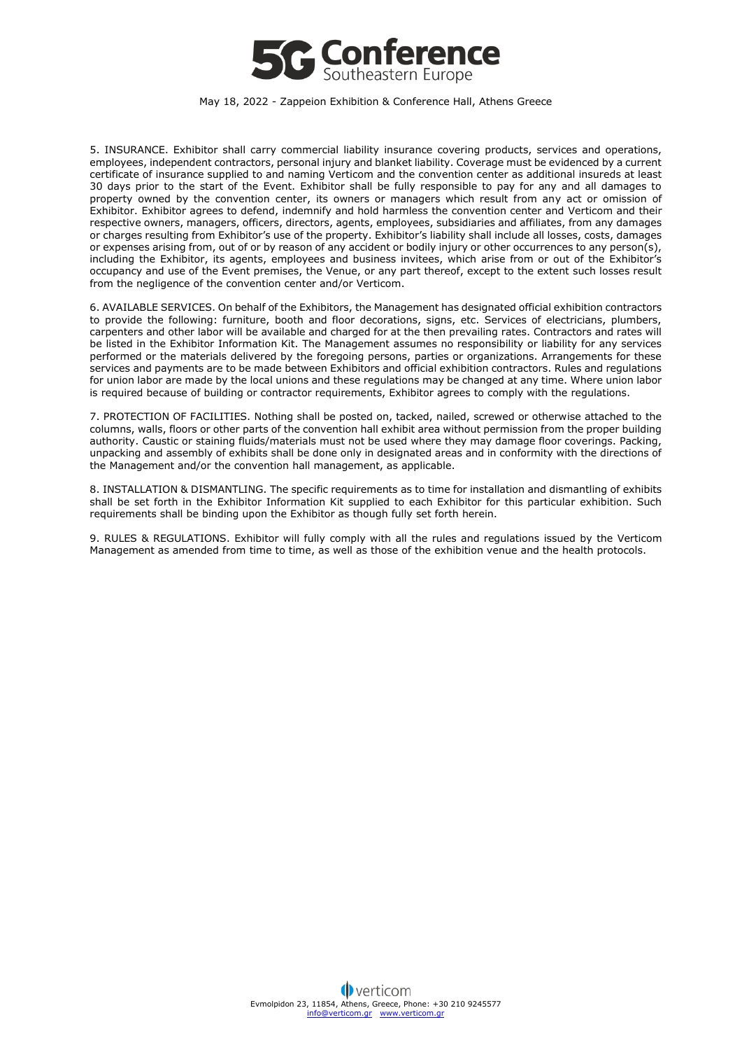5. INSURANCE. Exhibitor shall carry commercial liability insurance covering products, services and operations, employees, independent contractors, personal injury and blanket liability. Coverage must be evidenced by a current certificate of insurance supplied to and naming Verticom and the convention center as additional insureds at least 30 days prior to the start of the Event. Exhibitor shall be fully responsible to pay for any and all damages to property owned by the convention center, its owners or managers which result from any act or omission of Exhibitor. Exhibitor agrees to defend, indemnify and hold harmless the convention center and Verticom and their respective owners, managers, officers, directors, agents, employees, subsidiaries and affiliates, from any damages or charges resulting from Exhibitor's use of the property. Exhibitor's liability shall include all losses, costs, damages or expenses arising from, out of or by reason of any accident or bodily injury or other occurrences to any person(s), including the Exhibitor, its agents, employees and business invitees, which arise from or out of the Exhibitor's occupancy and use of the Event premises, the Venue, or any part thereof, except to the extent such losses result from the negligence of the convention center and/or Verticom.

6. AVAILABLE SERVICES. On behalf of the Exhibitors, the Management has designated official exhibition contractors to provide the following: furniture, booth and floor decorations, signs, etc. Services of electricians, plumbers, carpenters and other labor will be available and charged for at the then prevailing rates. Contractors and rates will be listed in the Exhibitor Information Kit. The Management assumes no responsibility or liability for any services performed or the materials delivered by the foregoing persons, parties or organizations. Arrangements for these services and payments are to be made between Exhibitors and official exhibition contractors. Rules and regulations for union labor are made by the local unions and these regulations may be changed at any time. Where union labor is required because of building or contractor requirements, Exhibitor agrees to comply with the regulations.

7. PROTECTION OF FACILITIES. Nothing shall be posted on, tacked, nailed, screwed or otherwise attached to the columns, walls, floors or other parts of the convention hall exhibit area without permission from the proper building authority. Caustic or staining fluids/materials must not be used where they may damage floor coverings. Packing, unpacking and assembly of exhibits shall be done only in designated areas and in conformity with the directions of the Management and/or the convention hall management, as applicable.

8. INSTALLATION & DISMANTLING. The specific requirements as to time for installation and dismantling of exhibits shall be set forth in the Exhibitor Information Kit supplied to each Exhibitor for this particular exhibition. Such requirements shall be binding upon the Exhibitor as though fully set forth herein.

9. RULES & REGULATIONS. Exhibitor will fully comply with all the rules and regulations issued by the Verticom Management as amended from time to time, as well as those of the exhibition venue and the health protocols.